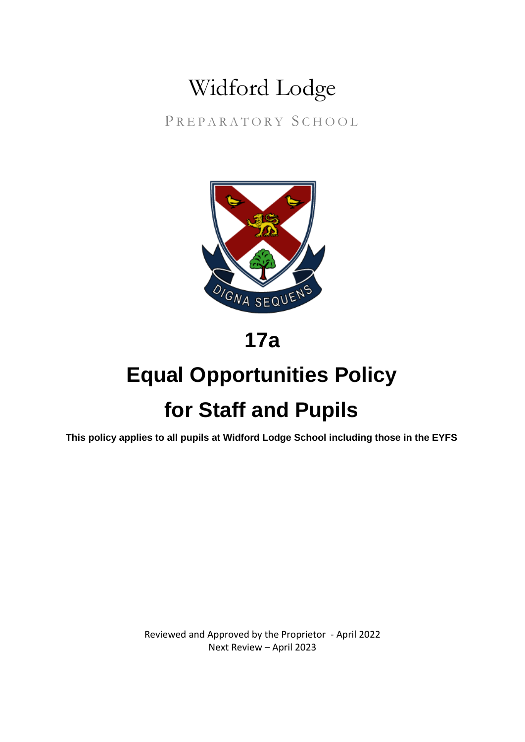# Widford Lodge

PREPARATORY SCHOOL

DIGNA SEQUENS

# 17a

# Equal Opportunities Policy for Staff and Pupils

**This policy applies to all pupils at Widford Lodge School including those in the EYFS**

Reviewed and Approved by the Proprietor - April 2022
Next Review – April 2023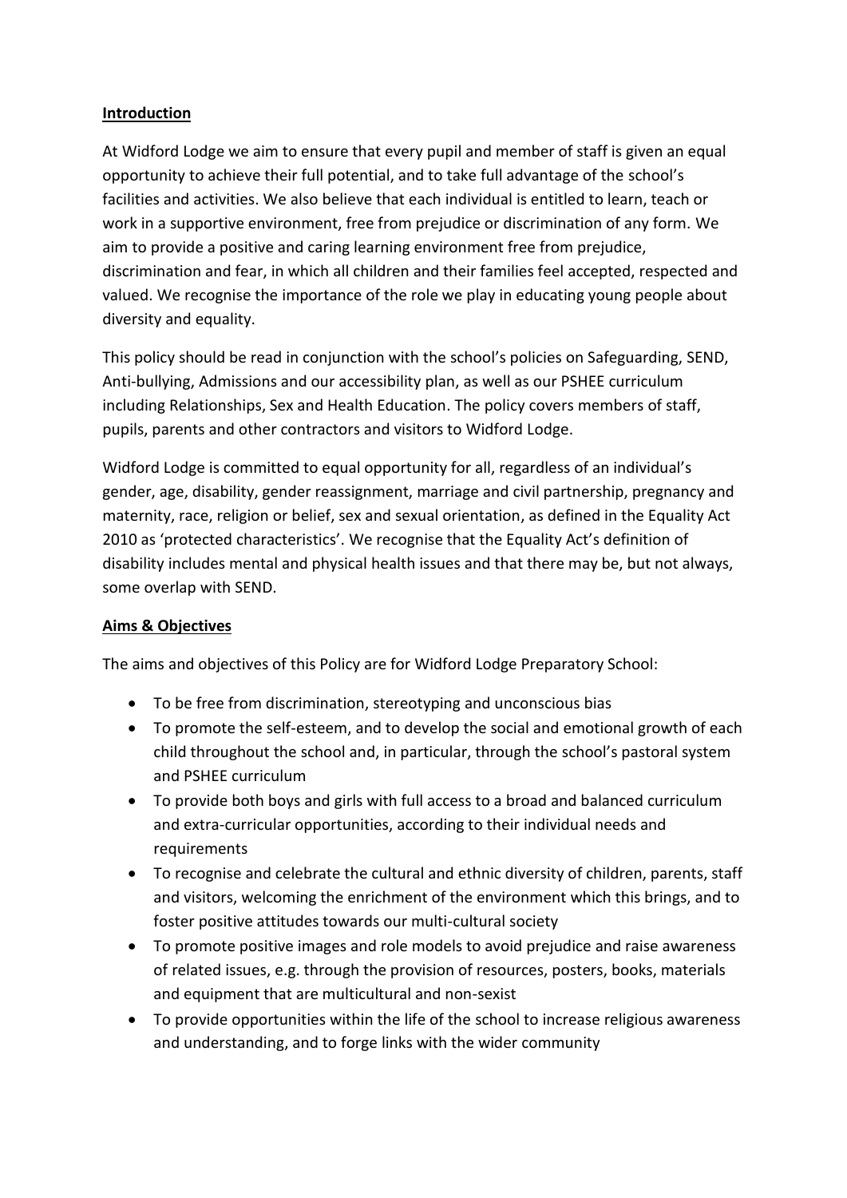**Introduction**

At Widford Lodge we aim to ensure that every pupil and member of staff is given an equal opportunity to achieve their full potential, and to take full advantage of the school's facilities and activities. We also believe that each individual is entitled to learn, teach or work in a supportive environment, free from prejudice or discrimination of any form. We aim to provide a positive and caring learning environment free from prejudice, discrimination and fear, in which all children and their families feel accepted, respected and valued. We recognise the importance of the role we play in educating young people about diversity and equality.

This policy should be read in conjunction with the school's policies on Safeguarding, SEND, Anti-bullying, Admissions and our accessibility plan, as well as our PSHEE curriculum including Relationships, Sex and Health Education. The policy covers members of staff, pupils, parents and other contractors and visitors to Widford Lodge.

Widford Lodge is committed to equal opportunity for all, regardless of an individual's gender, age, disability, gender reassignment, marriage and civil partnership, pregnancy and maternity, race, religion or belief, sex and sexual orientation, as defined in the Equality Act 2010 as 'protected characteristics'. We recognise that the Equality Act's definition of disability includes mental and physical health issues and that there may be, but not always, some overlap with SEND.

**Aims & Objectives**

The aims and objectives of this Policy are for Widford Lodge Preparatory School:

- To be free from discrimination, stereotyping and unconscious bias
- To promote the self-esteem, and to develop the social and emotional growth of each child throughout the school and, in particular, through the school's pastoral system and PSHEE curriculum
- To provide both boys and girls with full access to a broad and balanced curriculum and extra-curricular opportunities, according to their individual needs and requirements
- To recognise and celebrate the cultural and ethnic diversity of children, parents, staff and visitors, welcoming the enrichment of the environment which this brings, and to foster positive attitudes towards our multi-cultural society
- To promote positive images and role models to avoid prejudice and raise awareness of related issues, e.g. through the provision of resources, posters, books, materials and equipment that are multicultural and non-sexist
- To provide opportunities within the life of the school to increase religious awareness and understanding, and to forge links with the wider community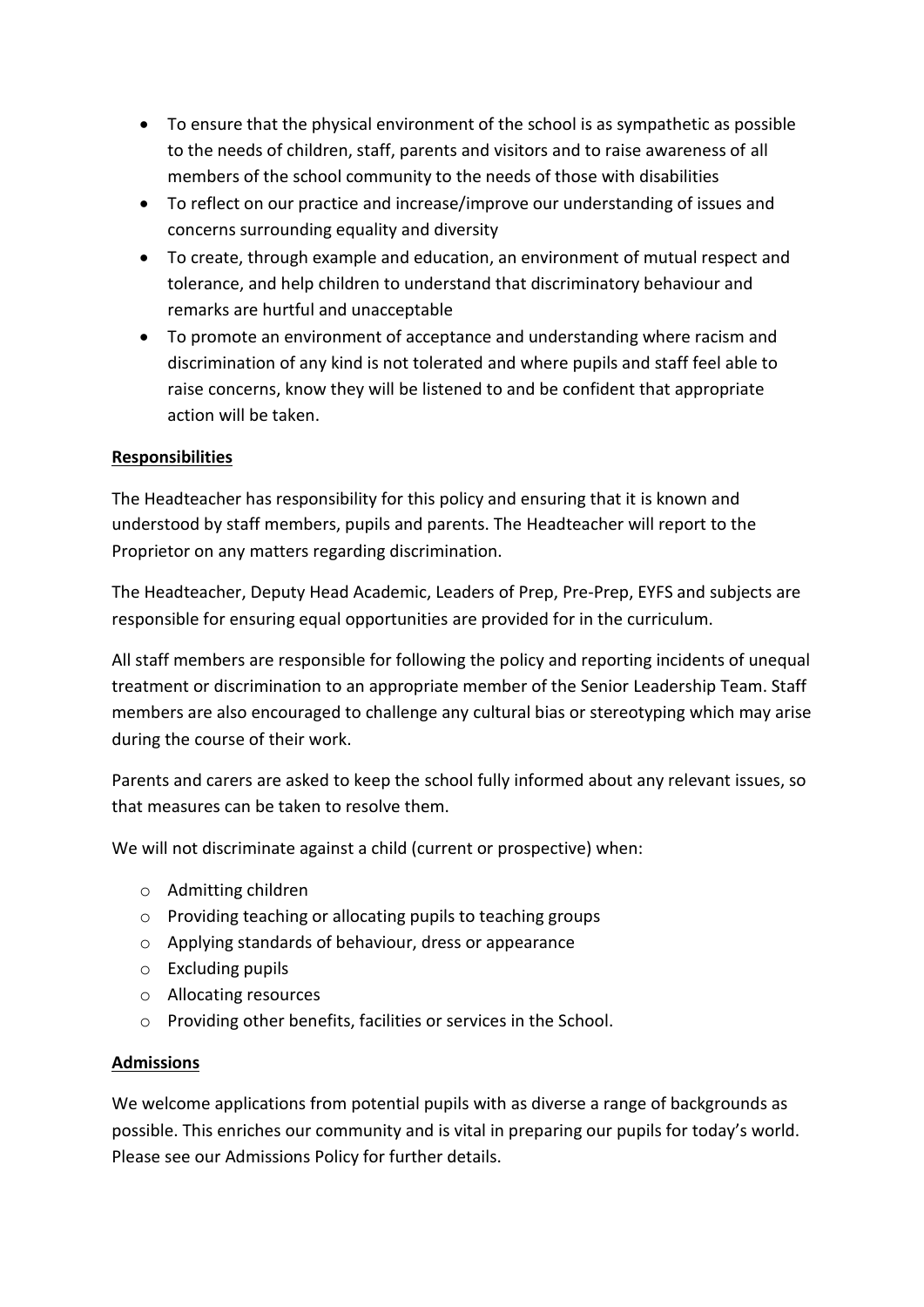- To ensure that the physical environment of the school is as sympathetic as possible to the needs of children, staff, parents and visitors and to raise awareness of all members of the school community to the needs of those with disabilities
- To reflect on our practice and increase/improve our understanding of issues and concerns surrounding equality and diversity
- To create, through example and education, an environment of mutual respect and tolerance, and help children to understand that discriminatory behaviour and remarks are hurtful and unacceptable
- To promote an environment of acceptance and understanding where racism and discrimination of any kind is not tolerated and where pupils and staff feel able to raise concerns, know they will be listened to and be confident that appropriate action will be taken.

**Responsibilities**

The Headteacher has responsibility for this policy and ensuring that it is known and understood by staff members, pupils and parents. The Headteacher will report to the Proprietor on any matters regarding discrimination.

The Headteacher, Deputy Head Academic, Leaders of Prep, Pre-Prep, EYFS and subjects are responsible for ensuring equal opportunities are provided for in the curriculum.

All staff members are responsible for following the policy and reporting incidents of unequal treatment or discrimination to an appropriate member of the Senior Leadership Team. Staff members are also encouraged to challenge any cultural bias or stereotyping which may arise during the course of their work.

Parents and carers are asked to keep the school fully informed about any relevant issues, so that measures can be taken to resolve them.

We will not discriminate against a child (current or prospective) when:

- Admitting children
- Providing teaching or allocating pupils to teaching groups
- Applying standards of behaviour, dress or appearance
- Excluding pupils
- Allocating resources
- Providing other benefits, facilities or services in the School.

**Admissions**

We welcome applications from potential pupils with as diverse a range of backgrounds as possible. This enriches our community and is vital in preparing our pupils for today's world. Please see our Admissions Policy for further details.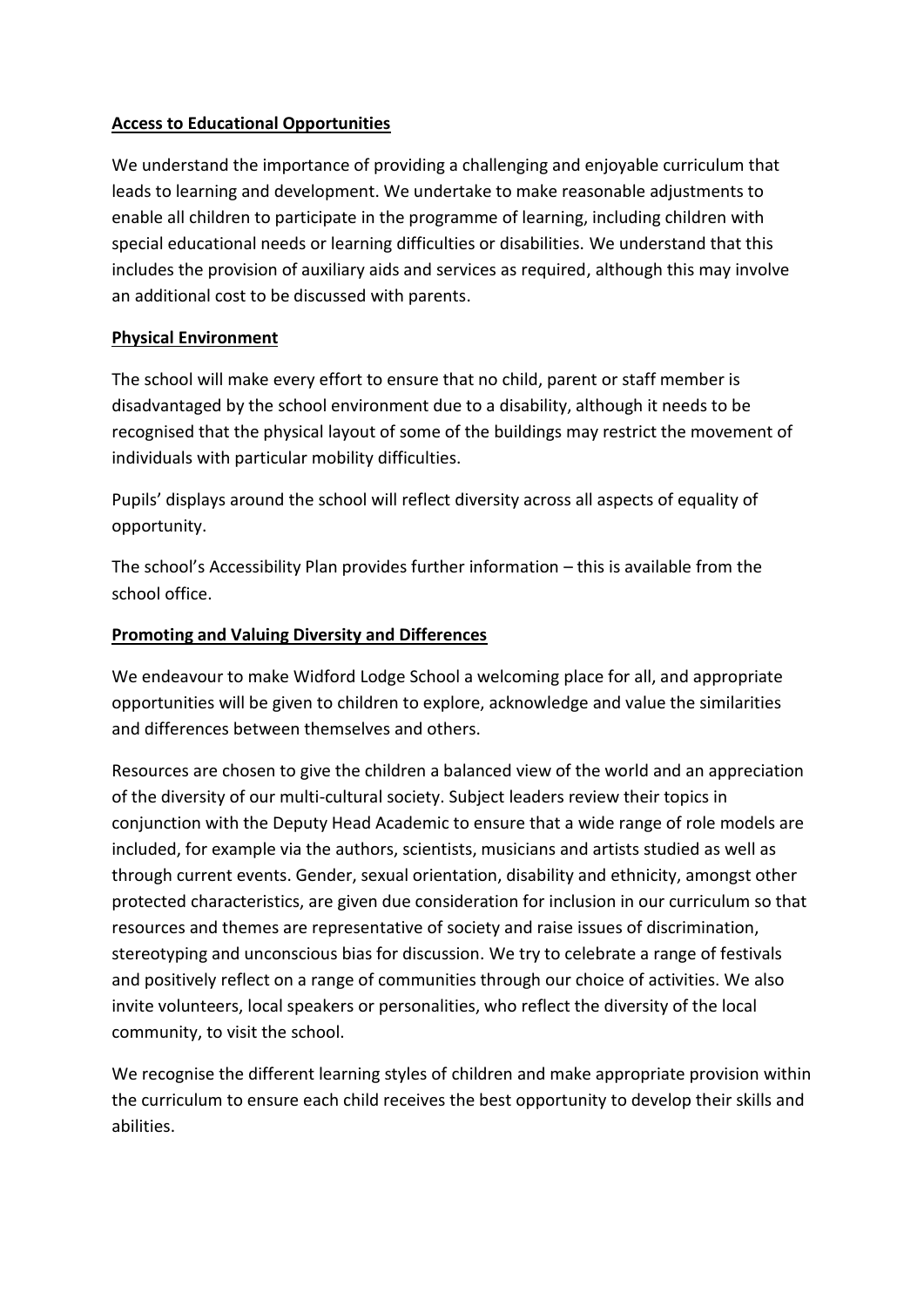**Access to Educational Opportunities**

We understand the importance of providing a challenging and enjoyable curriculum that leads to learning and development. We undertake to make reasonable adjustments to enable all children to participate in the programme of learning, including children with special educational needs or learning difficulties or disabilities. We understand that this includes the provision of auxiliary aids and services as required, although this may involve an additional cost to be discussed with parents.

**Physical Environment**

The school will make every effort to ensure that no child, parent or staff member is disadvantaged by the school environment due to a disability, although it needs to be recognised that the physical layout of some of the buildings may restrict the movement of individuals with particular mobility difficulties.

Pupils' displays around the school will reflect diversity across all aspects of equality of opportunity.

The school's Accessibility Plan provides further information – this is available from the school office.

**Promoting and Valuing Diversity and Differences**

We endeavour to make Widford Lodge School a welcoming place for all, and appropriate opportunities will be given to children to explore, acknowledge and value the similarities and differences between themselves and others.

Resources are chosen to give the children a balanced view of the world and an appreciation of the diversity of our multi-cultural society. Subject leaders review their topics in conjunction with the Deputy Head Academic to ensure that a wide range of role models are included, for example via the authors, scientists, musicians and artists studied as well as through current events. Gender, sexual orientation, disability and ethnicity, amongst other protected characteristics, are given due consideration for inclusion in our curriculum so that resources and themes are representative of society and raise issues of discrimination, stereotyping and unconscious bias for discussion. We try to celebrate a range of festivals and positively reflect on a range of communities through our choice of activities. We also invite volunteers, local speakers or personalities, who reflect the diversity of the local community, to visit the school.

We recognise the different learning styles of children and make appropriate provision within the curriculum to ensure each child receives the best opportunity to develop their skills and abilities.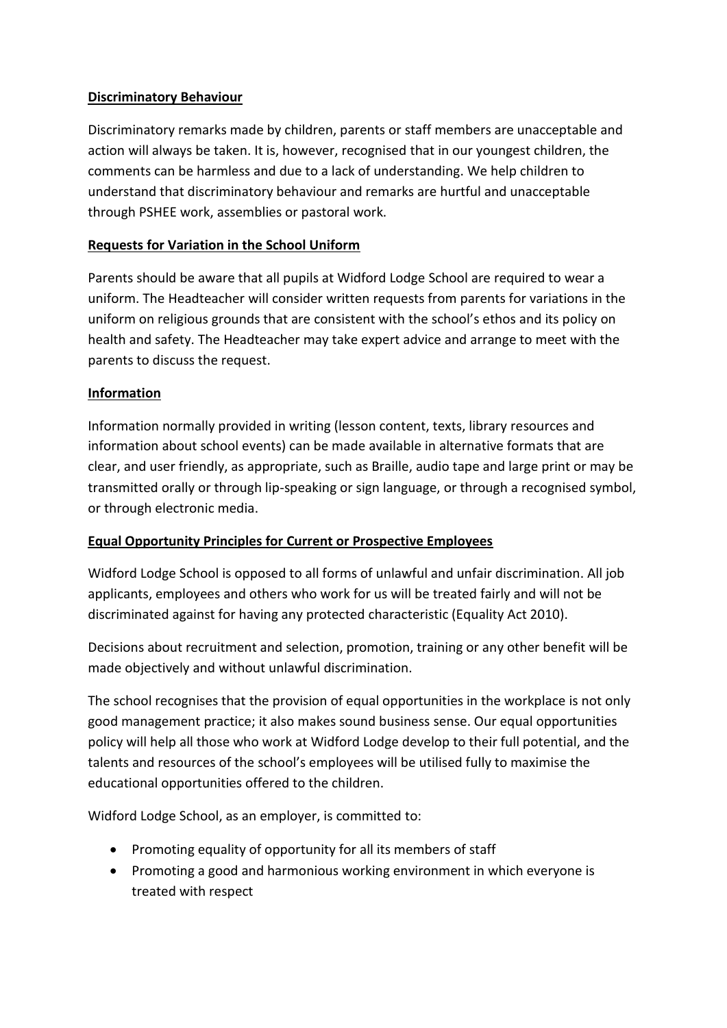**Discriminatory Behaviour**

Discriminatory remarks made by children, parents or staff members are unacceptable and action will always be taken. It is, however, recognised that in our youngest children, the comments can be harmless and due to a lack of understanding. We help children to understand that discriminatory behaviour and remarks are hurtful and unacceptable through PSHEE work, assemblies or pastoral work.

**Requests for Variation in the School Uniform**

Parents should be aware that all pupils at Widford Lodge School are required to wear a uniform. The Headteacher will consider written requests from parents for variations in the uniform on religious grounds that are consistent with the school's ethos and its policy on health and safety. The Headteacher may take expert advice and arrange to meet with the parents to discuss the request.

**Information**

Information normally provided in writing (lesson content, texts, library resources and information about school events) can be made available in alternative formats that are clear, and user friendly, as appropriate, such as Braille, audio tape and large print or may be transmitted orally or through lip-speaking or sign language, or through a recognised symbol, or through electronic media.

**Equal Opportunity Principles for Current or Prospective Employees**

Widford Lodge School is opposed to all forms of unlawful and unfair discrimination. All job applicants, employees and others who work for us will be treated fairly and will not be discriminated against for having any protected characteristic (Equality Act 2010).

Decisions about recruitment and selection, promotion, training or any other benefit will be made objectively and without unlawful discrimination.

The school recognises that the provision of equal opportunities in the workplace is not only good management practice; it also makes sound business sense. Our equal opportunities policy will help all those who work at Widford Lodge develop to their full potential, and the talents and resources of the school's employees will be utilised fully to maximise the educational opportunities offered to the children.

Widford Lodge School, as an employer, is committed to:

- Promoting equality of opportunity for all its members of staff
- Promoting a good and harmonious working environment in which everyone is treated with respect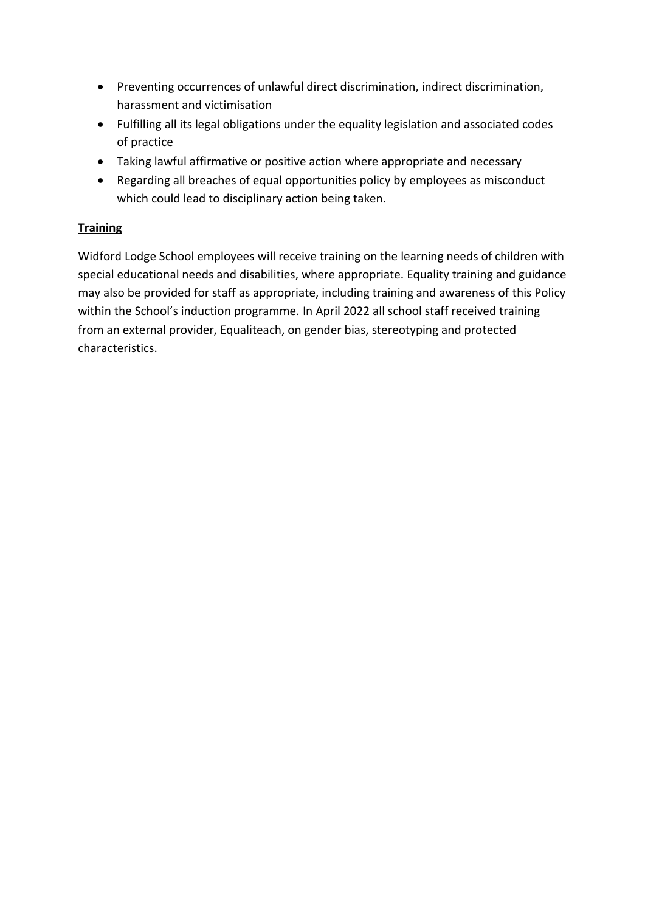- Preventing occurrences of unlawful direct discrimination, indirect discrimination, harassment and victimisation
- Fulfilling all its legal obligations under the equality legislation and associated codes of practice
- Taking lawful affirmative or positive action where appropriate and necessary
- Regarding all breaches of equal opportunities policy by employees as misconduct which could lead to disciplinary action being taken.

**Training**

Widford Lodge School employees will receive training on the learning needs of children with special educational needs and disabilities, where appropriate. Equality training and guidance may also be provided for staff as appropriate, including training and awareness of this Policy within the School's induction programme. In April 2022 all school staff received training from an external provider, Equaliteach, on gender bias, stereotyping and protected characteristics.